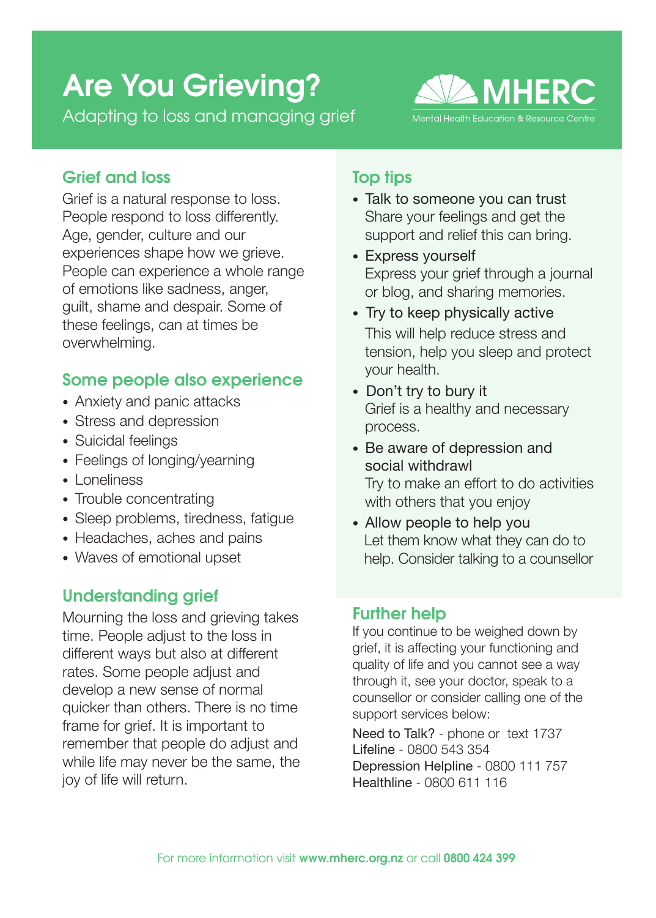# Are You Grieving?

Adapting to loss and managing grief

MHERC
Mental Health Education & Resource Centre

## Grief and loss

Grief is a natural response to loss. People respond to loss differently. Age, gender, culture and our experiences shape how we grieve. People can experience a whole range of emotions like sadness, anger, guilt, shame and despair. Some of these feelings, can at times be overwhelming.

## Some people also experience

- Anxiety and panic attacks
- Stress and depression
- Suicidal feelings
- Feelings of longing/yearning
- Loneliness
- Trouble concentrating
- Sleep problems, tiredness, fatigue
- Headaches, aches and pains
- Waves of emotional upset

## Understanding grief

Mourning the loss and grieving takes time. People adjust to the loss in different ways but also at different rates. Some people adjust and develop a new sense of normal quicker than others. There is no time frame for grief. It is important to remember that people do adjust and while life may never be the same, the joy of life will return.

## Top tips

- Talk to someone you can trust
  Share your feelings and get the support and relief this can bring.
- Express yourself
  Express your grief through a journal or blog, and sharing memories.
- Try to keep physically active
  This will help reduce stress and tension, help you sleep and protect your health.
- Don't try to bury it
  Grief is a healthy and necessary process.
- Be aware of depression and social withdrawl
  Try to make an effort to do activities with others that you enjoy
- Allow people to help you
  Let them know what they can do to help. Consider talking to a counsellor

## Further help

If you continue to be weighed down by grief, it is affecting your functioning and quality of life and you cannot see a way through it, see your doctor, speak to a counsellor or consider calling one of the support services below:

Need to Talk? - phone or text 1737
Lifeline - 0800 543 354
Depression Helpline - 0800 111 757
Healthline - 0800 611 116

For more information visit **www.mherc.org.nz** or call **0800 424 399**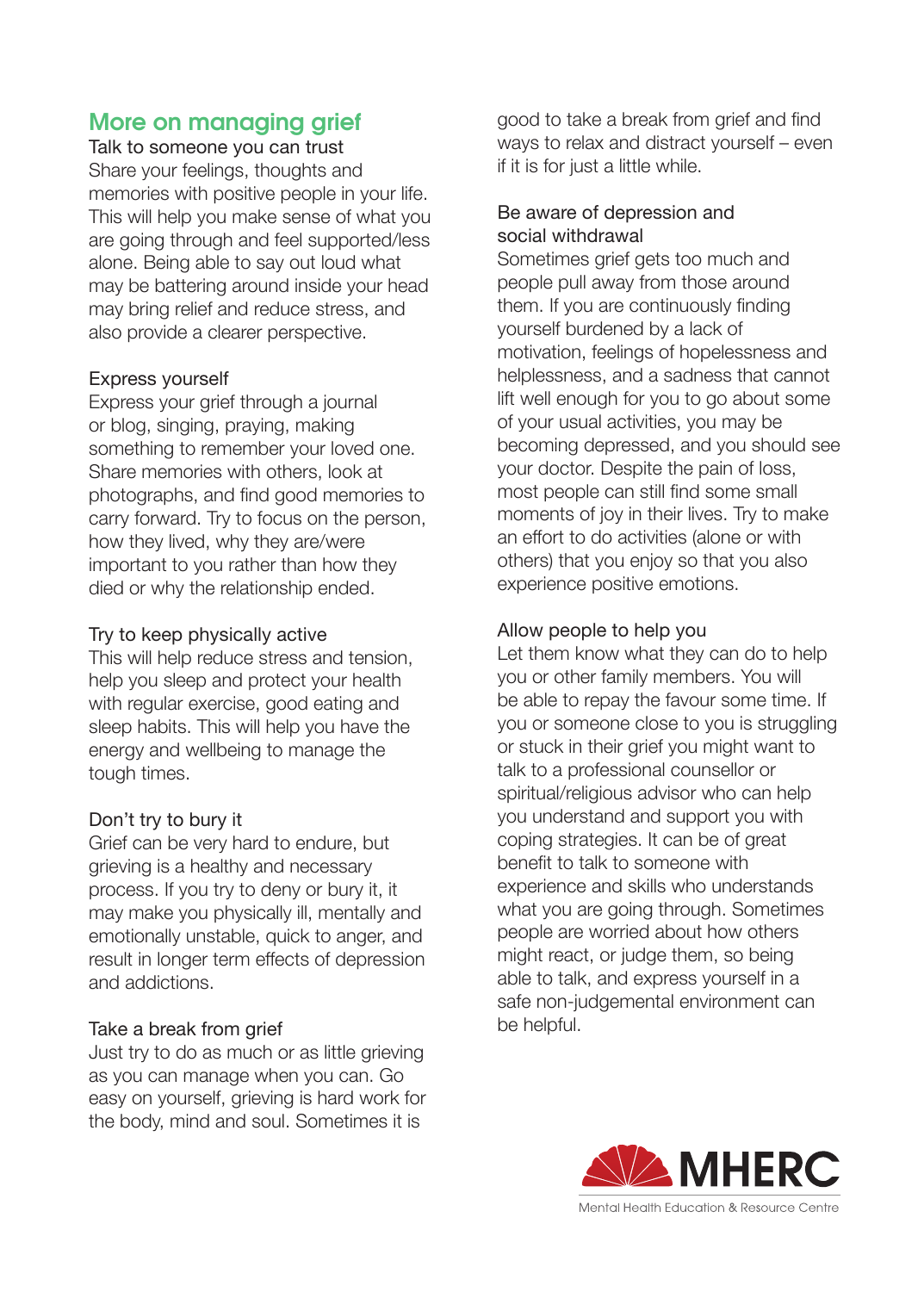## More on managing grief

### Talk to someone you can trust

Share your feelings, thoughts and memories with positive people in your life. This will help you make sense of what you are going through and feel supported/less alone. Being able to say out loud what may be battering around inside your head may bring relief and reduce stress, and also provide a clearer perspective.

### Express yourself

Express your grief through a journal or blog, singing, praying, making something to remember your loved one. Share memories with others, look at photographs, and find good memories to carry forward. Try to focus on the person, how they lived, why they are/were important to you rather than how they died or why the relationship ended.

### Try to keep physically active

This will help reduce stress and tension, help you sleep and protect your health with regular exercise, good eating and sleep habits. This will help you have the energy and wellbeing to manage the tough times.

### Don't try to bury it

Grief can be very hard to endure, but grieving is a healthy and necessary process. If you try to deny or bury it, it may make you physically ill, mentally and emotionally unstable, quick to anger, and result in longer term effects of depression and addictions.

### Take a break from grief

Just try to do as much or as little grieving as you can manage when you can. Go easy on yourself, grieving is hard work for the body, mind and soul. Sometimes it is good to take a break from grief and find ways to relax and distract yourself – even if it is for just a little while.

### Be aware of depression and social withdrawal

Sometimes grief gets too much and people pull away from those around them. If you are continuously finding yourself burdened by a lack of motivation, feelings of hopelessness and helplessness, and a sadness that cannot lift well enough for you to go about some of your usual activities, you may be becoming depressed, and you should see your doctor. Despite the pain of loss, most people can still find some small moments of joy in their lives. Try to make an effort to do activities (alone or with others) that you enjoy so that you also experience positive emotions.

### Allow people to help you

Let them know what they can do to help you or other family members. You will be able to repay the favour some time. If you or someone close to you is struggling or stuck in their grief you might want to talk to a professional counsellor or spiritual/religious advisor who can help you understand and support you with coping strategies. It can be of great benefit to talk to someone with experience and skills who understands what you are going through. Sometimes people are worried about how others might react, or judge them, so being able to talk, and express yourself in a safe non-judgemental environment can be helpful.

MHERC

Mental Health Education & Resource Centre